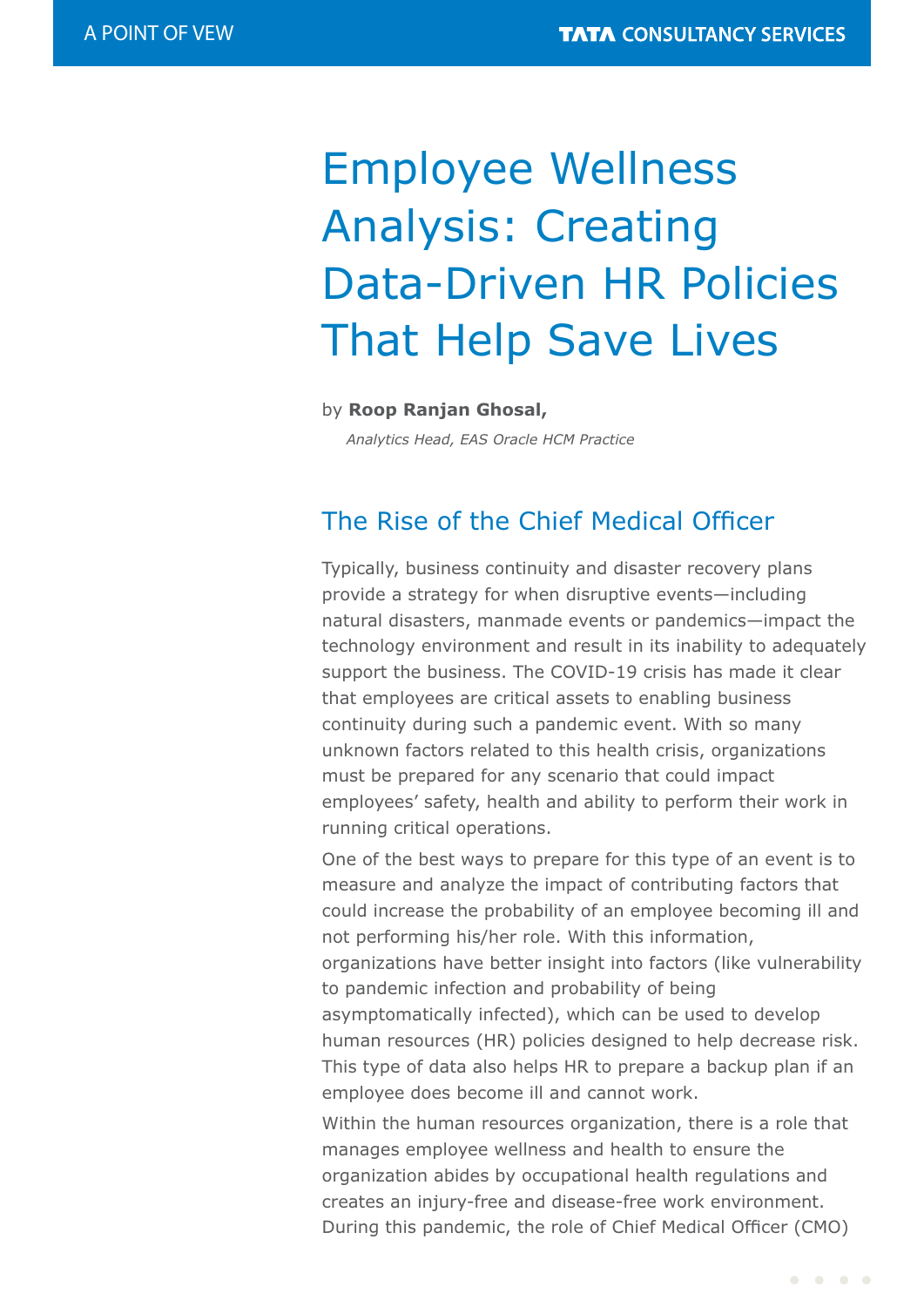# Employee Wellness Analysis: Creating Data-Driven HR Policies That Help Save Lives

by **Roop Ranjan Ghosal,**

*Analytics Head, EAS Oracle HCM Practice*

## The Rise of the Chief Medical Officer

Typically, business continuity and disaster recovery plans provide a strategy for when disruptive events—including natural disasters, manmade events or pandemics—impact the technology environment and result in its inability to adequately support the business. The COVID-19 crisis has made it clear that employees are critical assets to enabling business continuity during such a pandemic event. With so many unknown factors related to this health crisis, organizations must be prepared for any scenario that could impact employees' safety, health and ability to perform their work in running critical operations.

One of the best ways to prepare for this type of an event is to measure and analyze the impact of contributing factors that could increase the probability of an employee becoming ill and not performing his/her role. With this information, organizations have better insight into factors (like vulnerability to pandemic infection and probability of being asymptomatically infected), which can be used to develop human resources (HR) policies designed to help decrease risk. This type of data also helps HR to prepare a backup plan if an employee does become ill and cannot work.

Within the human resources organization, there is a role that manages employee wellness and health to ensure the organization abides by occupational health regulations and creates an injury-free and disease-free work environment. During this pandemic, the role of Chief Medical Officer (CMO)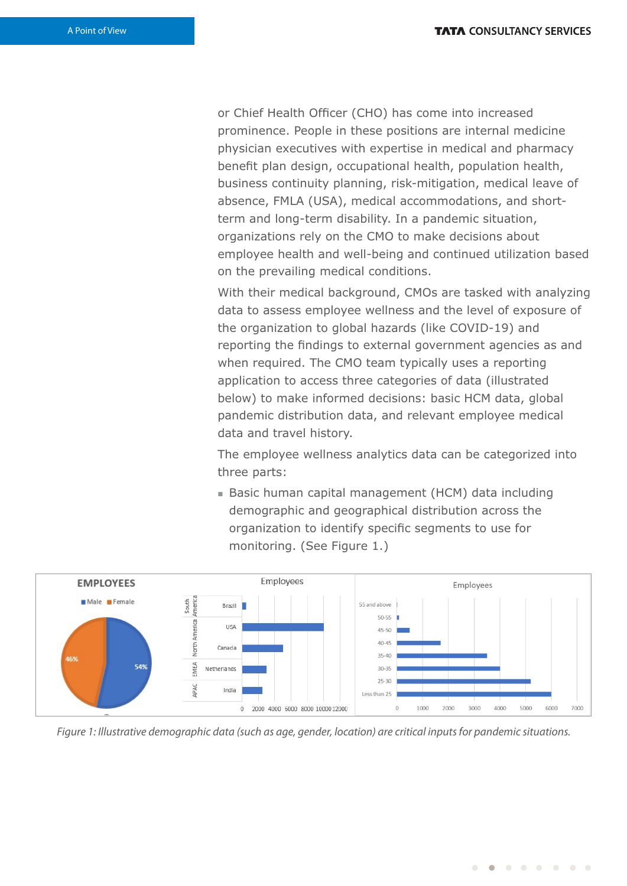or Chief Health Officer (CHO) has come into increased prominence. People in these positions are internal medicine physician executives with expertise in medical and pharmacy benefit plan design, occupational health, population health, business continuity planning, risk-mitigation, medical leave of absence, FMLA (USA), medical accommodations, and short-term and long-term disability. In a pandemic situation, organizations rely on the CMO to make decisions about employee health and well-being and continued utilization based on the prevailing medical conditions.

With their medical background, CMOs are tasked with analyzing data to assess employee wellness and the level of exposure of the organization to global hazards (like COVID-19) and reporting the findings to external government agencies as and when required. The CMO team typically uses a reporting application to access three categories of data (illustrated below) to make informed decisions: basic HCM data, global pandemic distribution data, and relevant employee medical data and travel history.

The employee wellness analytics data can be categorized into three parts:

- Basic human capital management (HCM) data including demographic and geographical distribution across the organization to identify specific segments to use for monitoring. (See Figure 1.)

*Figure 1: Illustrative demographic data (such as age, gender, location) are critical inputs for pandemic situations.*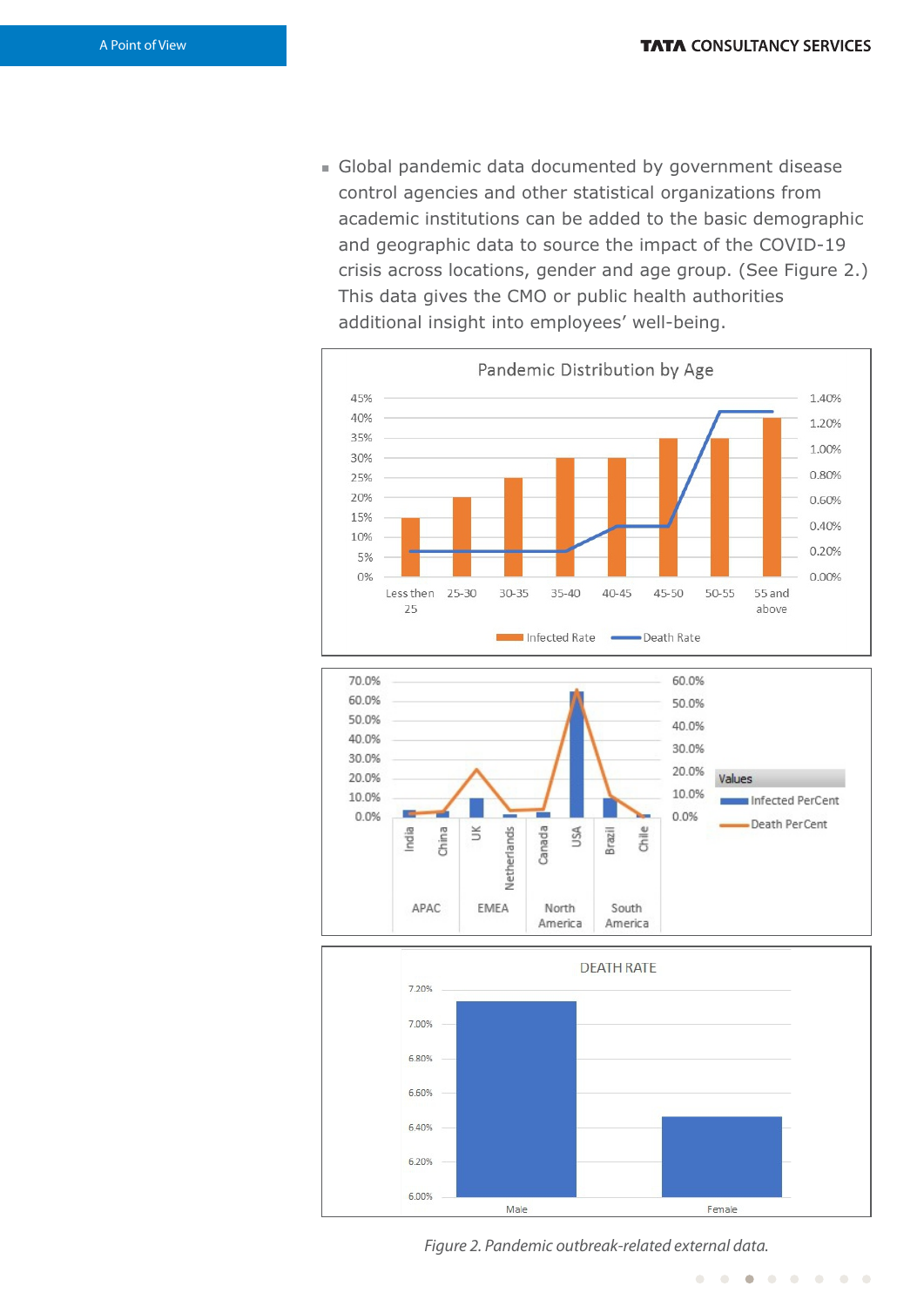- Global pandemic data documented by government disease control agencies and other statistical organizations from academic institutions can be added to the basic demographic and geographic data to source the impact of the COVID-19 crisis across locations, gender and age group. (See Figure 2.) This data gives the CMO or public health authorities additional insight into employees' well-being.

*Figure 2. Pandemic outbreak-related external data.*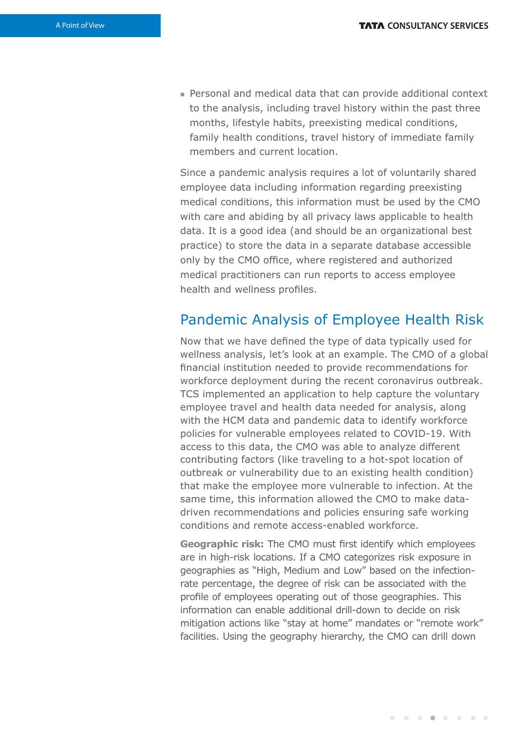- Personal and medical data that can provide additional context to the analysis, including travel history within the past three months, lifestyle habits, preexisting medical conditions, family health conditions, travel history of immediate family members and current location.

Since a pandemic analysis requires a lot of voluntarily shared employee data including information regarding preexisting medical conditions, this information must be used by the CMO with care and abiding by all privacy laws applicable to health data. It is a good idea (and should be an organizational best practice) to store the data in a separate database accessible only by the CMO office, where registered and authorized medical practitioners can run reports to access employee health and wellness profiles.

## Pandemic Analysis of Employee Health Risk

Now that we have defined the type of data typically used for wellness analysis, let's look at an example. The CMO of a global financial institution needed to provide recommendations for workforce deployment during the recent coronavirus outbreak. TCS implemented an application to help capture the voluntary employee travel and health data needed for analysis, along with the HCM data and pandemic data to identify workforce policies for vulnerable employees related to COVID-19. With access to this data, the CMO was able to analyze different contributing factors (like traveling to a hot-spot location of outbreak or vulnerability due to an existing health condition) that make the employee more vulnerable to infection. At the same time, this information allowed the CMO to make data-driven recommendations and policies ensuring safe working conditions and remote access-enabled workforce.

**Geographic risk:** The CMO must first identify which employees are in high-risk locations. If a CMO categorizes risk exposure in geographies as "High, Medium and Low" based on the infection-rate percentage, the degree of risk can be associated with the profile of employees operating out of those geographies. This information can enable additional drill-down to decide on risk mitigation actions like "stay at home" mandates or "remote work" facilities. Using the geography hierarchy, the CMO can drill down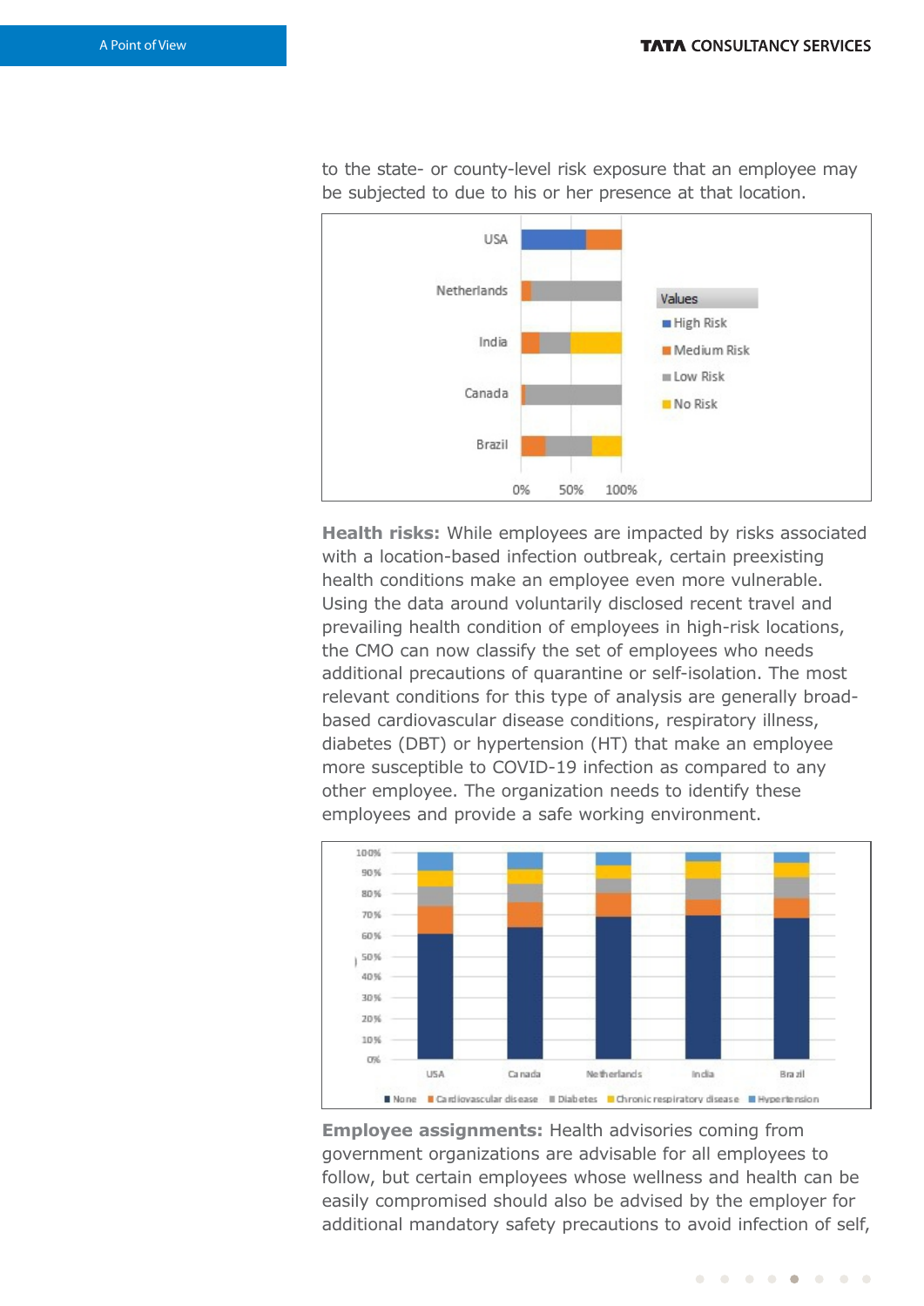to the state- or county-level risk exposure that an employee may be subjected to due to his or her presence at that location.

**Health risks:** While employees are impacted by risks associated with a location-based infection outbreak, certain preexisting health conditions make an employee even more vulnerable. Using the data around voluntarily disclosed recent travel and prevailing health condition of employees in high-risk locations, the CMO can now classify the set of employees who needs additional precautions of quarantine or self-isolation. The most relevant conditions for this type of analysis are generally broad-based cardiovascular disease conditions, respiratory illness, diabetes (DBT) or hypertension (HT) that make an employee more susceptible to COVID-19 infection as compared to any other employee. The organization needs to identify these employees and provide a safe working environment.

**Employee assignments:** Health advisories coming from government organizations are advisable for all employees to follow, but certain employees whose wellness and health can be easily compromised should also be advised by the employer for additional mandatory safety precautions to avoid infection of self,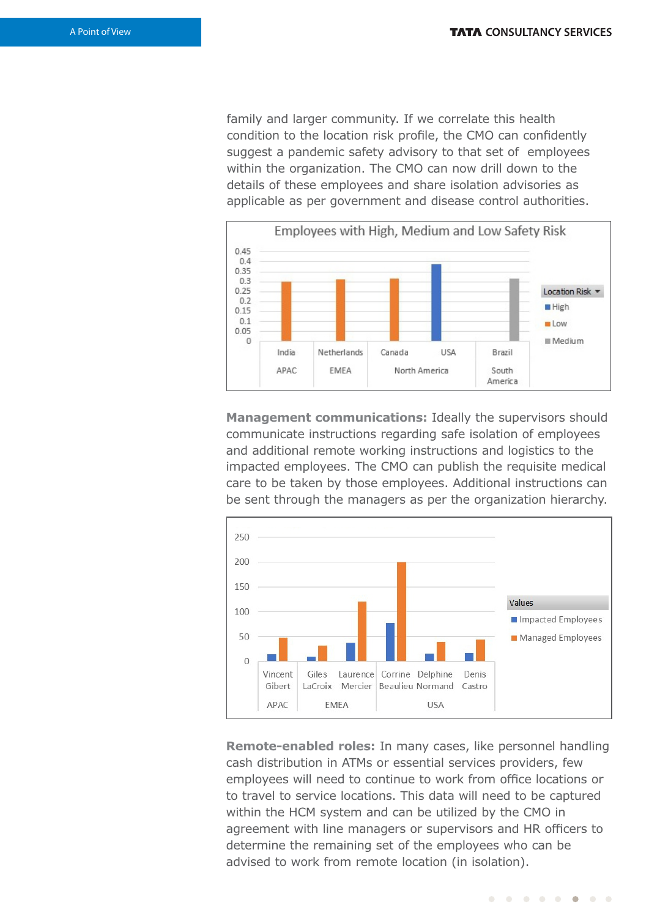family and larger community. If we correlate this health condition to the location risk profile, the CMO can confidently suggest a pandemic safety advisory to that set of employees within the organization. The CMO can now drill down to the details of these employees and share isolation advisories as applicable as per government and disease control authorities.

Employees with High, Medium and Low Safety Risk

**Management communications:** Ideally the supervisors should communicate instructions regarding safe isolation of employees and additional remote working instructions and logistics to the impacted employees. The CMO can publish the requisite medical care to be taken by those employees. Additional instructions can be sent through the managers as per the organization hierarchy.

**Remote-enabled roles:** In many cases, like personnel handling cash distribution in ATMs or essential services providers, few employees will need to continue to work from office locations or to travel to service locations. This data will need to be captured within the HCM system and can be utilized by the CMO in agreement with line managers or supervisors and HR officers to determine the remaining set of the employees who can be advised to work from remote location (in isolation).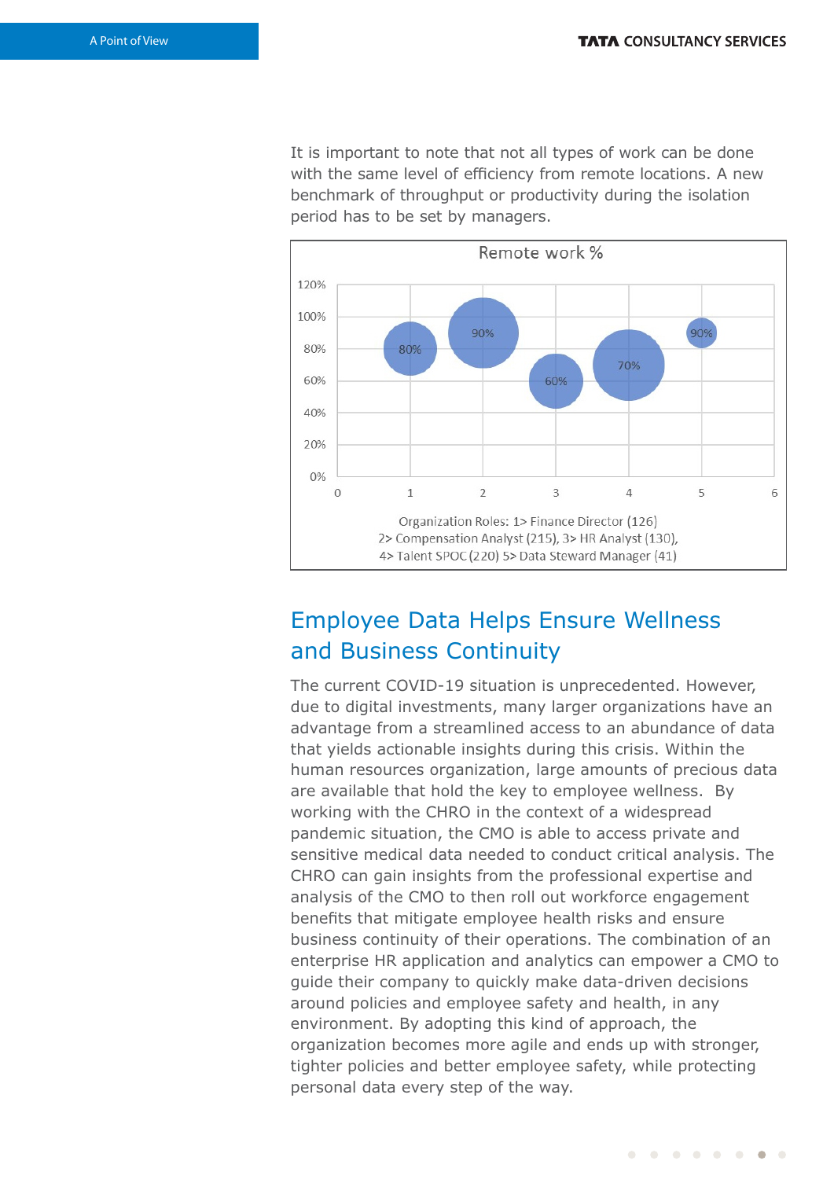It is important to note that not all types of work can be done with the same level of efficiency from remote locations. A new benchmark of throughput or productivity during the isolation period has to be set by managers.

Remote work %

| Organization Role | Remote work % |
|---|---|
| 1 | 80% |
| 2 | 90% |
| 3 | 60% |
| 4 | 70% |
| 5 | 90% |

Organization Roles: 1> Finance Director (126) 2> Compensation Analyst (215), 3> HR Analyst (130), 4> Talent SPOC (220) 5> Data Steward Manager (41)

## Employee Data Helps Ensure Wellness and Business Continuity

The current COVID-19 situation is unprecedented. However, due to digital investments, many larger organizations have an advantage from a streamlined access to an abundance of data that yields actionable insights during this crisis. Within the human resources organization, large amounts of precious data are available that hold the key to employee wellness. By working with the CHRO in the context of a widespread pandemic situation, the CMO is able to access private and sensitive medical data needed to conduct critical analysis. The CHRO can gain insights from the professional expertise and analysis of the CMO to then roll out workforce engagement benefits that mitigate employee health risks and ensure business continuity of their operations. The combination of an enterprise HR application and analytics can empower a CMO to guide their company to quickly make data-driven decisions around policies and employee safety and health, in any environment. By adopting this kind of approach, the organization becomes more agile and ends up with stronger, tighter policies and better employee safety, while protecting personal data every step of the way.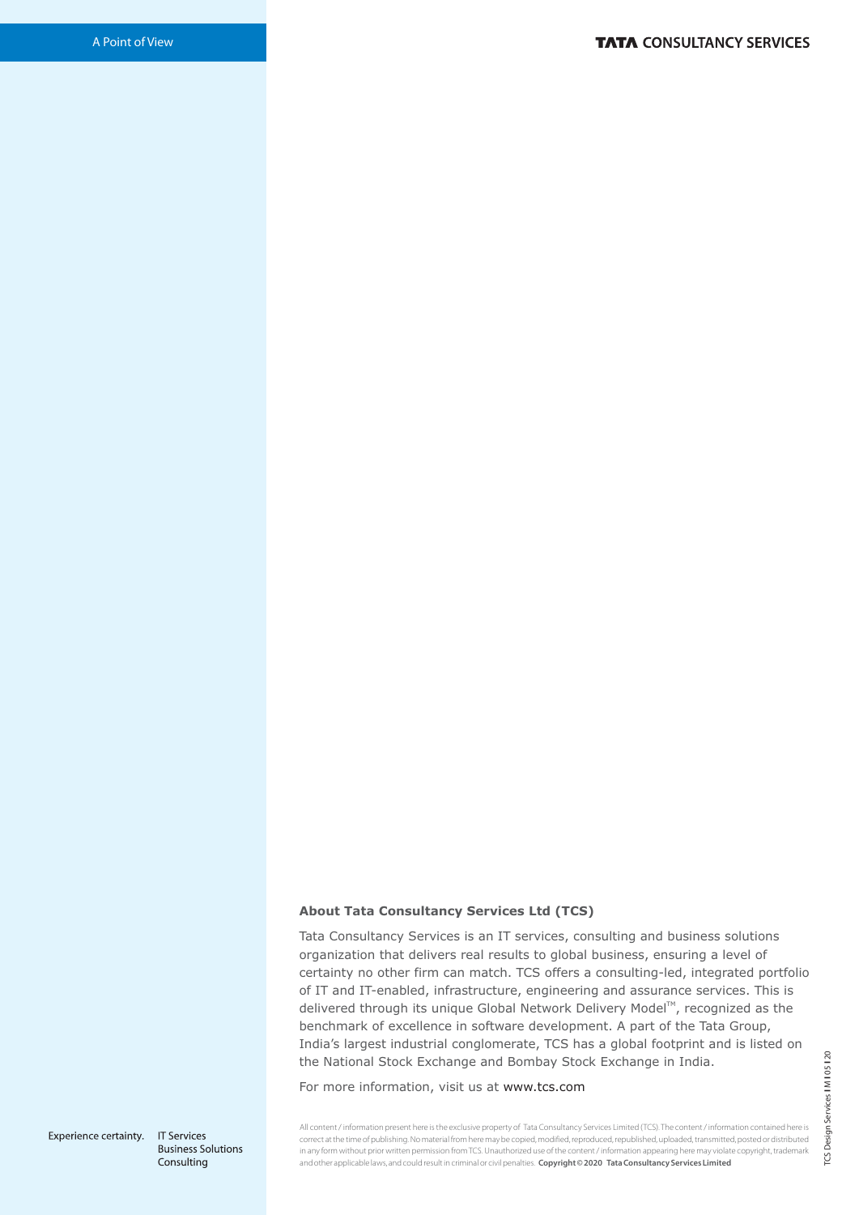## About Tata Consultancy Services Ltd (TCS)

Tata Consultancy Services is an IT services, consulting and business solutions organization that delivers real results to global business, ensuring a level of certainty no other firm can match. TCS offers a consulting-led, integrated portfolio of IT and IT-enabled, infrastructure, engineering and assurance services. This is delivered through its unique Global Network Delivery Model™, recognized as the benchmark of excellence in software development. A part of the Tata Group, India's largest industrial conglomerate, TCS has a global footprint and is listed on the National Stock Exchange and Bombay Stock Exchange in India.

For more information, visit us at www.tcs.com

Experience certainty. IT Services  
Business Solutions  
Consulting

All content / information present here is the exclusive property of Tata Consultancy Services Limited (TCS). The content / information contained here is correct at the time of publishing. No material from here may be copied, modified, reproduced, republished, uploaded, transmitted, posted or distributed in any form without prior written permission from TCS. Unauthorized use of the content / information appearing here may violate copyright, trademark and other applicable laws, and could result in criminal or civil penalties. **Copyright © 2020 Tata Consultancy Services Limited**

TCS Design Services I M I 05 I 20